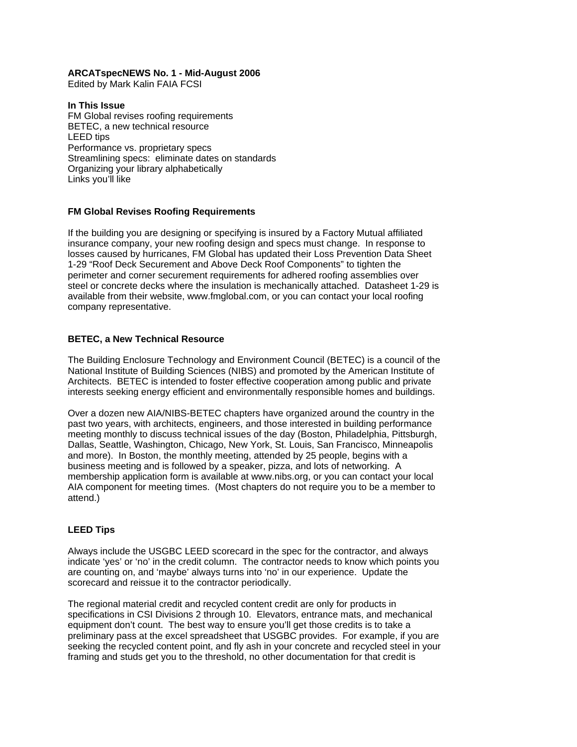**ARCATspecNEWS No. 1 - Mid-August 2006**
Edited by Mark Kalin FAIA FCSI

**In This Issue**
FM Global revises roofing requirements
BETEC, a new technical resource
LEED tips
Performance vs. proprietary specs
Streamlining specs: eliminate dates on standards
Organizing your library alphabetically
Links you'll like

## FM Global Revises Roofing Requirements

If the building you are designing or specifying is insured by a Factory Mutual affiliated insurance company, your new roofing design and specs must change. In response to losses caused by hurricanes, FM Global has updated their Loss Prevention Data Sheet 1-29 "Roof Deck Securement and Above Deck Roof Components" to tighten the perimeter and corner securement requirements for adhered roofing assemblies over steel or concrete decks where the insulation is mechanically attached. Datasheet 1-29 is available from their website, www.fmglobal.com, or you can contact your local roofing company representative.

## BETEC, a New Technical Resource

The Building Enclosure Technology and Environment Council (BETEC) is a council of the National Institute of Building Sciences (NIBS) and promoted by the American Institute of Architects. BETEC is intended to foster effective cooperation among public and private interests seeking energy efficient and environmentally responsible homes and buildings.

Over a dozen new AIA/NIBS-BETEC chapters have organized around the country in the past two years, with architects, engineers, and those interested in building performance meeting monthly to discuss technical issues of the day (Boston, Philadelphia, Pittsburgh, Dallas, Seattle, Washington, Chicago, New York, St. Louis, San Francisco, Minneapolis and more). In Boston, the monthly meeting, attended by 25 people, begins with a business meeting and is followed by a speaker, pizza, and lots of networking. A membership application form is available at www.nibs.org, or you can contact your local AIA component for meeting times. (Most chapters do not require you to be a member to attend.)

## LEED Tips

Always include the USGBC LEED scorecard in the spec for the contractor, and always indicate 'yes' or 'no' in the credit column. The contractor needs to know which points you are counting on, and 'maybe' always turns into 'no' in our experience. Update the scorecard and reissue it to the contractor periodically.

The regional material credit and recycled content credit are only for products in specifications in CSI Divisions 2 through 10. Elevators, entrance mats, and mechanical equipment don't count. The best way to ensure you'll get those credits is to take a preliminary pass at the excel spreadsheet that USGBC provides. For example, if you are seeking the recycled content point, and fly ash in your concrete and recycled steel in your framing and studs get you to the threshold, no other documentation for that credit is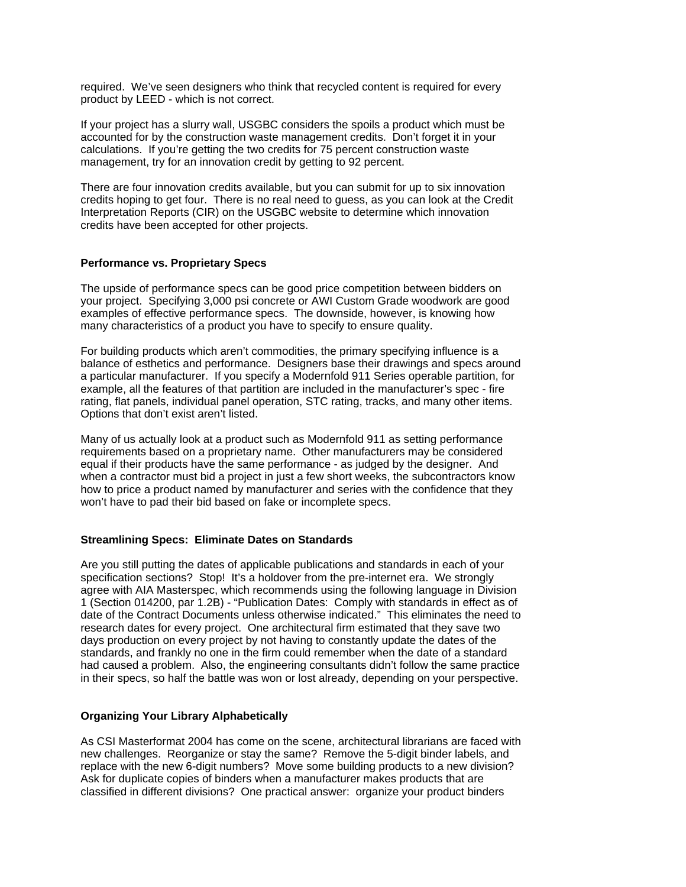required.  We've seen designers who think that recycled content is required for every product by LEED - which is not correct.

If your project has a slurry wall, USGBC considers the spoils a product which must be accounted for by the construction waste management credits.  Don't forget it in your calculations.  If you're getting the two credits for 75 percent construction waste management, try for an innovation credit by getting to 92 percent.

There are four innovation credits available, but you can submit for up to six innovation credits hoping to get four.  There is no real need to guess, as you can look at the Credit Interpretation Reports (CIR) on the USGBC website to determine which innovation credits have been accepted for other projects.

**Performance vs. Proprietary Specs**

The upside of performance specs can be good price competition between bidders on your project.  Specifying 3,000 psi concrete or AWI Custom Grade woodwork are good examples of effective performance specs.  The downside, however, is knowing how many characteristics of a product you have to specify to ensure quality.

For building products which aren't commodities, the primary specifying influence is a balance of esthetics and performance.  Designers base their drawings and specs around a particular manufacturer.  If you specify a Modernfold 911 Series operable partition, for example, all the features of that partition are included in the manufacturer's spec - fire rating, flat panels, individual panel operation, STC rating, tracks, and many other items.  Options that don't exist aren't listed.

Many of us actually look at a product such as Modernfold 911 as setting performance requirements based on a proprietary name.  Other manufacturers may be considered equal if their products have the same performance - as judged by the designer.  And when a contractor must bid a project in just a few short weeks, the subcontractors know how to price a product named by manufacturer and series with the confidence that they won't have to pad their bid based on fake or incomplete specs.

**Streamlining Specs:  Eliminate Dates on Standards**

Are you still putting the dates of applicable publications and standards in each of your specification sections?  Stop!  It's a holdover from the pre-internet era.  We strongly agree with AIA Masterspec, which recommends using the following language in Division 1 (Section 014200, par 1.2B) - "Publication Dates:  Comply with standards in effect as of date of the Contract Documents unless otherwise indicated."  This eliminates the need to research dates for every project.  One architectural firm estimated that they save two days production on every project by not having to constantly update the dates of the standards, and frankly no one in the firm could remember when the date of a standard had caused a problem.  Also, the engineering consultants didn't follow the same practice in their specs, so half the battle was won or lost already, depending on your perspective.

**Organizing Your Library Alphabetically**

As CSI Masterformat 2004 has come on the scene, architectural librarians are faced with new challenges.  Reorganize or stay the same?  Remove the 5-digit binder labels, and replace with the new 6-digit numbers?  Move some building products to a new division?  Ask for duplicate copies of binders when a manufacturer makes products that are classified in different divisions?  One practical answer:  organize your product binders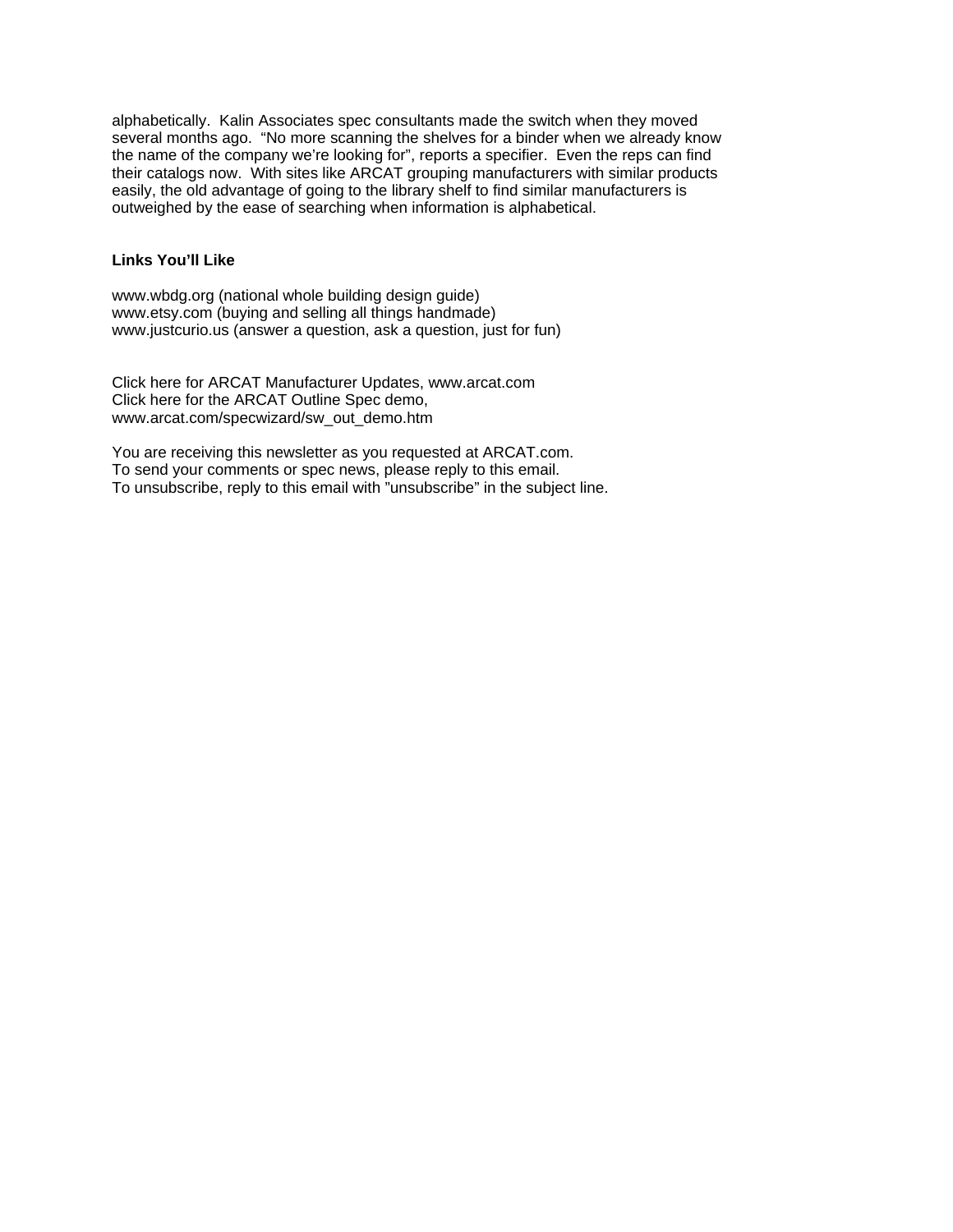alphabetically.  Kalin Associates spec consultants made the switch when they moved several months ago.  "No more scanning the shelves for a binder when we already know the name of the company we're looking for", reports a specifier.  Even the reps can find their catalogs now.  With sites like ARCAT grouping manufacturers with similar products easily, the old advantage of going to the library shelf to find similar manufacturers is outweighed by the ease of searching when information is alphabetical.

**Links You'll Like**

www.wbdg.org (national whole building design guide)  
www.etsy.com (buying and selling all things handmade)  
www.justcurio.us (answer a question, ask a question, just for fun)

Click here for ARCAT Manufacturer Updates, www.arcat.com  
Click here for the ARCAT Outline Spec demo,  
www.arcat.com/specwizard/sw_out_demo.htm

You are receiving this newsletter as you requested at ARCAT.com.  
To send your comments or spec news, please reply to this email.  
To unsubscribe, reply to this email with "unsubscribe" in the subject line.